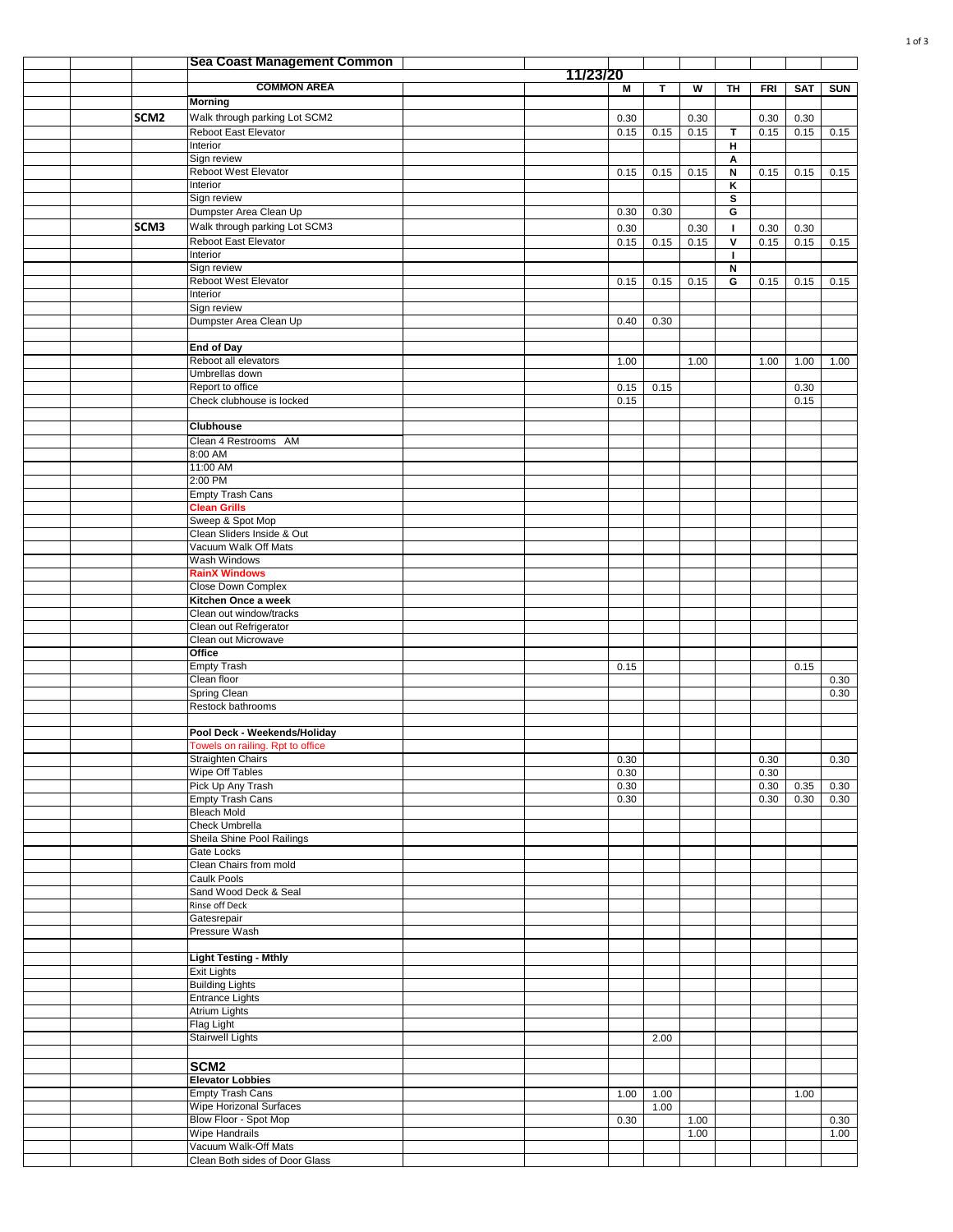# Sea Coast Management Common

| | Task | | 11/23/20 | M | T | W | TH | FRI | SAT | SUN |
|---|---|---|---|---|---|---|---|---|---|---|
| | **COMMON AREA** | | | | | | | | | |
| | **Morning** | | | | | | | | | |
| SCM2 | Walk through parking Lot SCM2 | | | 0.30 | | 0.30 | | 0.30 | 0.30 | |
| | Reboot East Elevator | | | 0.15 | 0.15 | 0.15 | T | 0.15 | 0.15 | 0.15 |
| | Interior | | | | | | H | | | |
| | Sign review | | | | | | A | | | |
| | Reboot West Elevator | | | 0.15 | 0.15 | 0.15 | N | 0.15 | 0.15 | 0.15 |
| | Interior | | | | | | K | | | |
| | Sign review | | | | | | S | | | |
| | Dumpster Area Clean Up | | | 0.30 | 0.30 | | G | | | |
| SCM3 | Walk through parking Lot SCM3 | | | 0.30 | | 0.30 | I | 0.30 | 0.30 | |
| | Reboot East Elevator | | | 0.15 | 0.15 | 0.15 | V | 0.15 | 0.15 | 0.15 |
| | Interior | | | | | | I | | | |
| | Sign review | | | | | | N | | | |
| | Reboot West Elevator | | | 0.15 | 0.15 | 0.15 | G | 0.15 | 0.15 | 0.15 |
| | Interior | | | | | | | | | |
| | Sign review | | | | | | | | | |
| | Dumpster Area Clean Up | | | 0.40 | 0.30 | | | | | |
| | | | | | | | | | | |
| | **End of Day** | | | | | | | | | |
| | Reboot all elevators | | | 1.00 | | 1.00 | | 1.00 | 1.00 | 1.00 |
| | Umbrellas down | | | | | | | | | |
| | Report to office | | | 0.15 | 0.15 | | | | 0.30 | |
| | Check clubhouse is locked | | | 0.15 | | | | | 0.15 | |
| | | | | | | | | | | |
| | **Clubhouse** | | | | | | | | | |
| | Clean 4 Restrooms AM | | | | | | | | | |
| | 8:00 AM | | | | | | | | | |
| | 11:00 AM | | | | | | | | | |
| | 2:00 PM | | | | | | | | | |
| | Empty Trash Cans | | | | | | | | | |
| | **Clean Grills** | | | | | | | | | |
| | Sweep & Spot Mop | | | | | | | | | |
| | Clean Sliders Inside & Out | | | | | | | | | |
| | Vacuum Walk Off Mats | | | | | | | | | |
| | Wash Windows | | | | | | | | | |
| | **RainX Windows** | | | | | | | | | |
| | Close Down Complex | | | | | | | | | |
| | **Kitchen Once a week** | | | | | | | | | |
| | Clean out window/tracks | | | | | | | | | |
| | Clean out Refrigerator | | | | | | | | | |
| | Clean out Microwave | | | | | | | | | |
| | **Office** | | | | | | | | | |
| | Empty Trash | | | 0.15 | | | | | 0.15 | |
| | Clean floor | | | | | | | | | 0.30 |
| | Spring Clean | | | | | | | | | 0.30 |
| | Restock bathrooms | | | | | | | | | |
| | | | | | | | | | | |
| | **Pool Deck - Weekends/Holiday** | | | | | | | | | |
| | Towels on railing. Rpt to office | | | | | | | | | |
| | Straighten Chairs | | | 0.30 | | | | 0.30 | | 0.30 |
| | Wipe Off Tables | | | 0.30 | | | | 0.30 | | |
| | Pick Up Any Trash | | | 0.30 | | | | 0.30 | 0.35 | 0.30 |
| | Empty Trash Cans | | | 0.30 | | | | 0.30 | 0.30 | 0.30 |
| | Bleach Mold | | | | | | | | | |
| | Check Umbrella | | | | | | | | | |
| | Sheila Shine Pool Railings | | | | | | | | | |
| | Gate Locks | | | | | | | | | |
| | Clean Chairs from mold | | | | | | | | | |
| | Caulk Pools | | | | | | | | | |
| | Sand Wood Deck & Seal | | | | | | | | | |
| | Rinse off Deck | | | | | | | | | |
| | Gatesrepair | | | | | | | | | |
| | Pressure Wash | | | | | | | | | |
| | | | | | | | | | | |
| | **Light Testing - Mthly** | | | | | | | | | |
| | Exit Lights | | | | | | | | | |
| | Building Lights | | | | | | | | | |
| | Entrance Lights | | | | | | | | | |
| | Atrium Lights | | | | | | | | | |
| | Flag Light | | | | | | | | | |
| | Stairwell Lights | | | | 2.00 | | | | | |
| | | | | | | | | | | |
| | **SCM2** | | | | | | | | | |
| | **Elevator Lobbies** | | | | | | | | | |
| | Empty Trash Cans | | | 1.00 | 1.00 | | | | 1.00 | |
| | Wipe Horizonal Surfaces | | | | 1.00 | | | | | |
| | Blow Floor - Spot Mop | | | 0.30 | | 1.00 | | | | 0.30 |
| | Wipe Handrails | | | | | 1.00 | | | | 1.00 |
| | Vacuum Walk-Off Mats | | | | | | | | | |
| | Clean Both sides of Door Glass | | | | | | | | | |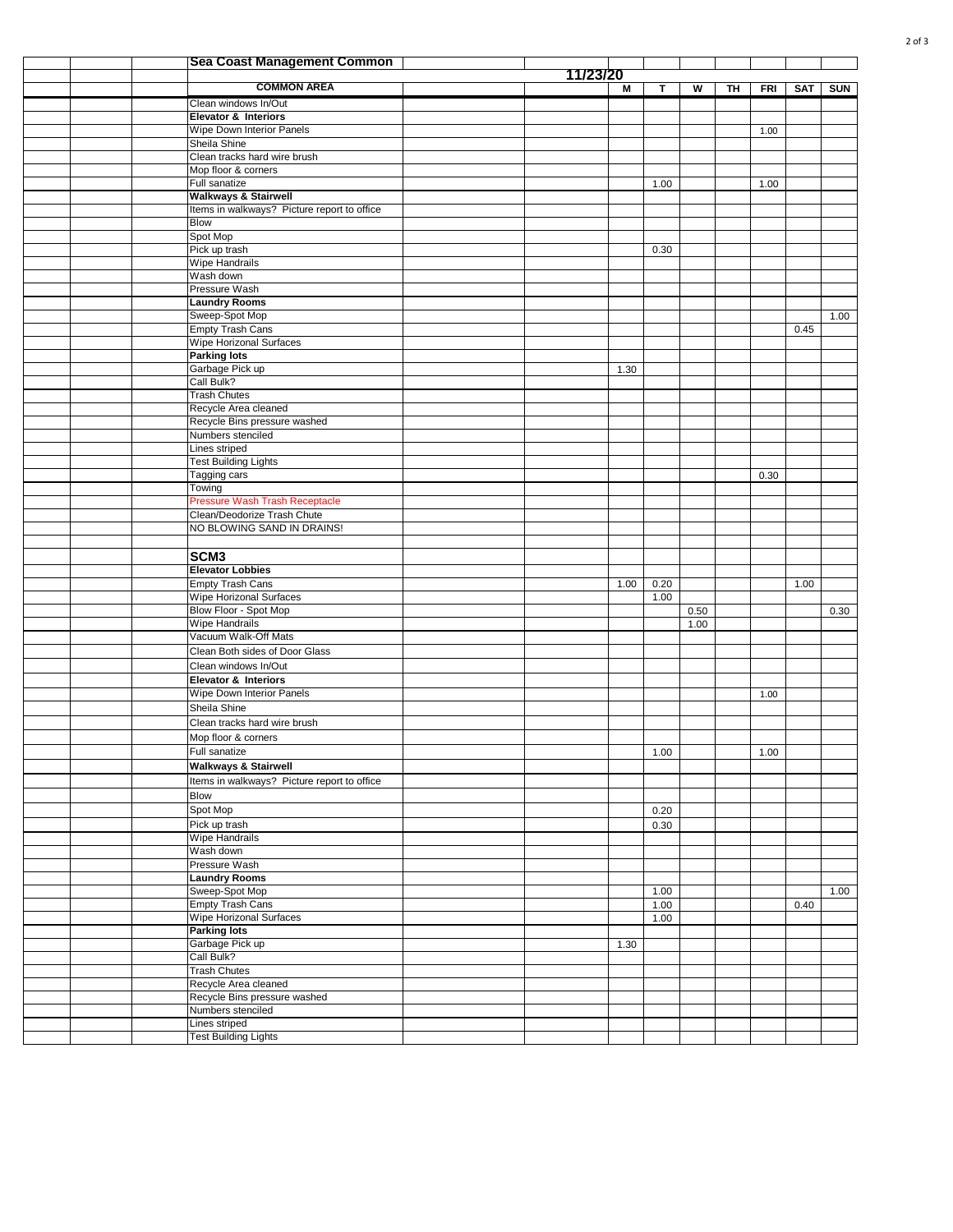| Sea Coast Management Common | 11/23/20 | | | | | | |
|---|---|---|---|---|---|---|---|
| **COMMON AREA** | M | T | W | TH | FRI | SAT | SUN |
| Clean windows In/Out | | | | | | | |
| **Elevator & Interiors** | | | | | | | |
| Wipe Down Interior Panels | | | | | 1.00 | | |
| Sheila Shine | | | | | | | |
| Clean tracks hard wire brush | | | | | | | |
| Mop floor & corners | | | | | | | |
| Full sanatize | | 1.00 | | | 1.00 | | |
| **Walkways & Stairwell** | | | | | | | |
| Items in walkways? Picture report to office | | | | | | | |
| Blow | | | | | | | |
| Spot Mop | | | | | | | |
| Pick up trash | | 0.30 | | | | | |
| Wipe Handrails | | | | | | | |
| Wash down | | | | | | | |
| Pressure Wash | | | | | | | |
| **Laundry Rooms** | | | | | | | |
| Sweep-Spot Mop | | | | | | | 1.00 |
| Empty Trash Cans | | | | | | 0.45 | |
| Wipe Horizonal Surfaces | | | | | | | |
| **Parking lots** | | | | | | | |
| Garbage Pick up | 1.30 | | | | | | |
| Call Bulk? | | | | | | | |
| Trash Chutes | | | | | | | |
| Recycle Area cleaned | | | | | | | |
| Recycle Bins pressure washed | | | | | | | |
| Numbers stenciled | | | | | | | |
| Lines striped | | | | | | | |
| Test Building Lights | | | | | | | |
| Tagging cars | | | | | 0.30 | | |
| Towing | | | | | | | |
| Pressure Wash Trash Receptacle | | | | | | | |
| Clean/Deodorize Trash Chute | | | | | | | |
| NO BLOWING SAND IN DRAINS! | | | | | | | |
| | | | | | | | |
| **SCM3** | | | | | | | |
| **Elevator Lobbies** | | | | | | | |
| Empty Trash Cans | 1.00 | 0.20 | | | | 1.00 | |
| Wipe Horizonal Surfaces | | 1.00 | | | | | |
| Blow Floor - Spot Mop | | | 0.50 | | | | 0.30 |
| Wipe Handrails | | | 1.00 | | | | |
| Vacuum Walk-Off Mats | | | | | | | |
| Clean Both sides of Door Glass | | | | | | | |
| Clean windows In/Out | | | | | | | |
| **Elevator & Interiors** | | | | | | | |
| Wipe Down Interior Panels | | | | | 1.00 | | |
| Sheila Shine | | | | | | | |
| Clean tracks hard wire brush | | | | | | | |
| Mop floor & corners | | | | | | | |
| Full sanatize | | 1.00 | | | 1.00 | | |
| **Walkways & Stairwell** | | | | | | | |
| Items in walkways? Picture report to office | | | | | | | |
| Blow | | | | | | | |
| Spot Mop | | 0.20 | | | | | |
| Pick up trash | | 0.30 | | | | | |
| Wipe Handrails | | | | | | | |
| Wash down | | | | | | | |
| Pressure Wash | | | | | | | |
| **Laundry Rooms** | | | | | | | |
| Sweep-Spot Mop | | 1.00 | | | | | 1.00 |
| Empty Trash Cans | | 1.00 | | | | 0.40 | |
| Wipe Horizonal Surfaces | | 1.00 | | | | | |
| **Parking lots** | | | | | | | |
| Garbage Pick up | 1.30 | | | | | | |
| Call Bulk? | | | | | | | |
| Trash Chutes | | | | | | | |
| Recycle Area cleaned | | | | | | | |
| Recycle Bins pressure washed | | | | | | | |
| Numbers stenciled | | | | | | | |
| Lines striped | | | | | | | |
| Test Building Lights | | | | | | | |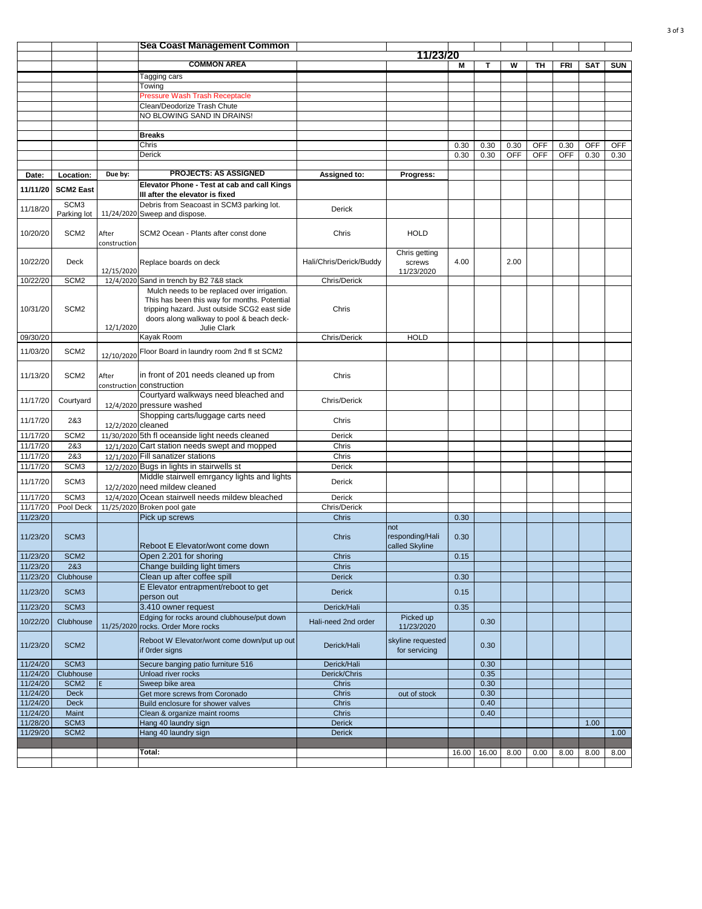| | | | Sea Coast Management Common | | | | | | | | | |
|---|---|---|---|---|---|---|---|---|---|---|---|---|
| | | | | | 11/23/20 | | | | | | | |
| | | | **COMMON AREA** | | | **M** | **T** | **W** | **TH** | **FRI** | **SAT** | **SUN** |
| | | | Tagging cars | | | | | | | | | |
| | | | Towing | | | | | | | | | |
| | | | Pressure Wash Trash Receptacle | | | | | | | | | |
| | | | Clean/Deodorize Trash Chute | | | | | | | | | |
| | | | NO BLOWING SAND IN DRAINS! | | | | | | | | | |
| | | | | | | | | | | | | |
| | | | **Breaks** | | | | | | | | | |
| | | | Chris | | | 0.30 | 0.30 | 0.30 | OFF | 0.30 | OFF | OFF |
| | | | Derick | | | 0.30 | 0.30 | OFF | OFF | OFF | 0.30 | 0.30 |
| | | | | | | | | | | | | |
| **Date:** | **Location:** | **Due by:** | **PROJECTS: AS ASSIGNED** | **Assigned to:** | **Progress:** | | | | | | | |
| **11/11/20** | **SCM2 East** | | **Elevator Phone - Test at cab and call Kings III after the elevator is fixed** | | | | | | | | | |
| 11/18/20 | SCM3 Parking lot | 11/24/2020 | Debris from Seacoast in SCM3 parking lot. Sweep and dispose. | Derick | | | | | | | | |
| 10/20/20 | SCM2 | After construction | SCM2 Ocean - Plants after const done | Chris | HOLD | | | | | | | |
| 10/22/20 | Deck | 12/15/2020 | Replace boards on deck | Hali/Chris/Derick/Buddy | Chris getting screws 11/23/2020 | 4.00 | | 2.00 | | | | |
| 10/22/20 | SCM2 | 12/4/2020 | Sand in trench by B2 7&8 stack | Chris/Derick | | | | | | | | |
| 10/31/20 | SCM2 | 12/1/2020 | Mulch needs to be replaced over irrigation. This has been this way for months. Potential tripping hazard. Just outside SCG2 east side doors along walkway to pool & beach deck- Julie Clark | Chris | | | | | | | | |
| 09/30/20 | | | Kayak Room | Chris/Derick | HOLD | | | | | | | |
| 11/03/20 | SCM2 | 12/10/2020 | Floor Board in laundry room 2nd fl st SCM2 | | | | | | | | | |
| 11/13/20 | SCM2 | After construction | in front of 201 needs cleaned up from construction | Chris | | | | | | | | |
| 11/17/20 | Courtyard | 12/4/2020 | Courtyard walkways need bleached and pressure washed | Chris/Derick | | | | | | | | |
| 11/17/20 | 2&3 | 12/2/2020 | Shopping carts/luggage carts need cleaned | Chris | | | | | | | | |
| 11/17/20 | SCM2 | 11/30/2020 | 5th fl oceanside light needs cleaned | Derick | | | | | | | | |
| 11/17/20 | 2&3 | 12/1/2020 | Cart station needs swept and mopped | Chris | | | | | | | | |
| 11/17/20 | 2&3 | 12/1/2020 | Fill sanatizer stations | Chris | | | | | | | | |
| 11/17/20 | SCM3 | 12/2/2020 | Bugs in lights in stairwells st | Derick | | | | | | | | |
| 11/17/20 | SCM3 | 12/2/2020 | Middle stairwell emrgancy lights and lights need mildew cleaned | Derick | | | | | | | | |
| 11/17/20 | SCM3 | 12/4/2020 | Ocean stairwell needs mildew bleached | Derick | | | | | | | | |
| 11/17/20 | Pool Deck | 11/25/2020 | Broken pool gate | Chris/Derick | | | | | | | | |
| 11/23/20 | | | Pick up screws | Chris | | 0.30 | | | | | | |
| 11/23/20 | SCM3 | | Reboot E Elevator/wont come down | Chris | not responding/Hali called Skyline | 0.30 | | | | | | |
| 11/23/20 | SCM2 | | Open 2.201 for shoring | Chris | | 0.15 | | | | | | |
| 11/23/20 | 2&3 | | Change building light timers | Chris | | | | | | | | |
| 11/23/20 | Clubhouse | | Clean up after coffee spill | Derick | | 0.30 | | | | | | |
| 11/23/20 | SCM3 | | E Elevator entrapment/reboot to get person out | Derick | | 0.15 | | | | | | |
| 11/23/20 | SCM3 | | 3.410 owner request | Derick/Hali | | 0.35 | | | | | | |
| 10/22/20 | Clubhouse | 11/25/2020 | Edging for rocks around clubhouse/put down rocks. Order More rocks | Hali-need 2nd order | Picked up 11/23/2020 | | 0.30 | | | | | |
| 11/23/20 | SCM2 | | Reboot W Elevator/wont come down/put up out if 0rder signs | Derick/Hali | skyline requested for servicing | | 0.30 | | | | | |
| 11/24/20 | SCM3 | | Secure banging patio furniture 516 | Derick/Hali | | | 0.30 | | | | | |
| 11/24/20 | Clubhouse | | Unload river rocks | Derick/Chris | | | 0.35 | | | | | |
| 11/24/20 | SCM2 | E | Sweep bike area | Chris | | | 0.30 | | | | | |
| 11/24/20 | Deck | | Get more screws from Coronado | Chris | out of stock | | 0.30 | | | | | |
| 11/24/20 | Deck | | Build enclosure for shower valves | Chris | | | 0.40 | | | | | |
| 11/24/20 | Maint | | Clean & organize maint rooms | Chris | | | 0.40 | | | | | |
| 11/28/20 | SCM3 | | Hang 40 laundry sign | Derick | | | | | | | 1.00 | |
| 11/29/20 | SCM2 | | Hang 40 laundry sign | Derick | | | | | | | | 1.00 |
| | | | | | | | | | | | | |
| | | | Total: | | | 16.00 | 16.00 | 8.00 | 0.00 | 8.00 | 8.00 | 8.00 |